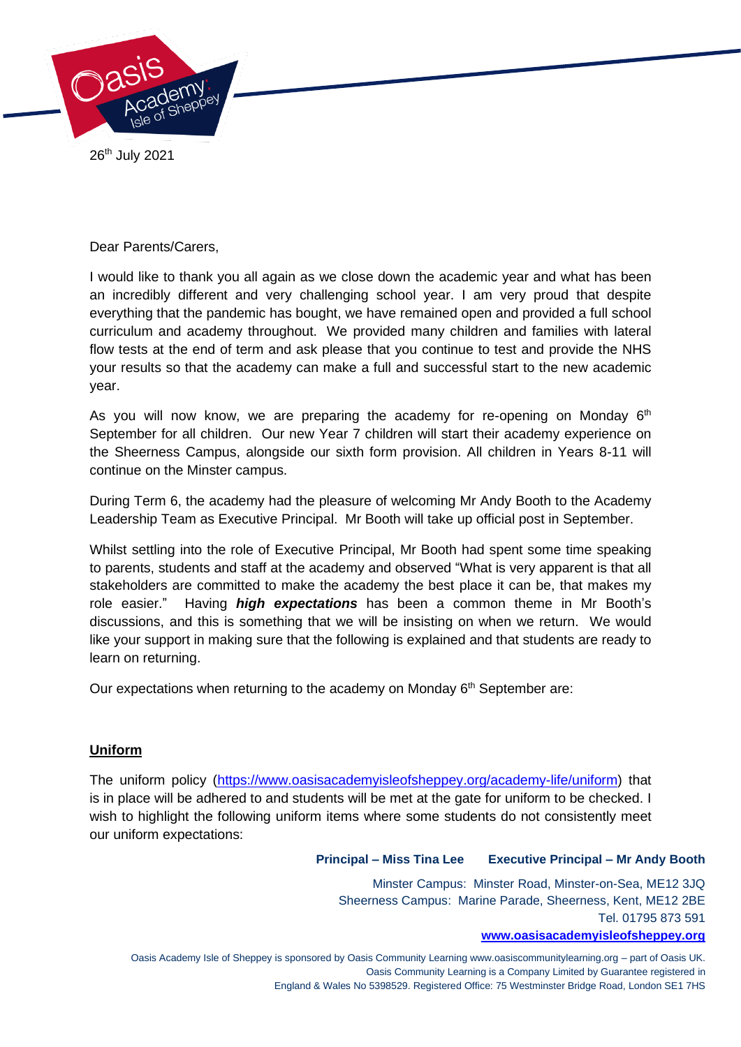26th July 2021

Dear Parents/Carers,

I would like to thank you all again as we close down the academic year and what has been an incredibly different and very challenging school year. I am very proud that despite everything that the pandemic has bought, we have remained open and provided a full school curriculum and academy throughout. We provided many children and families with lateral flow tests at the end of term and ask please that you continue to test and provide the NHS your results so that the academy can make a full and successful start to the new academic year.

As you will now know, we are preparing the academy for re-opening on Monday 6th September for all children. Our new Year 7 children will start their academy experience on the Sheerness Campus, alongside our sixth form provision. All children in Years 8-11 will continue on the Minster campus.

During Term 6, the academy had the pleasure of welcoming Mr Andy Booth to the Academy Leadership Team as Executive Principal. Mr Booth will take up official post in September.

Whilst settling into the role of Executive Principal, Mr Booth had spent some time speaking to parents, students and staff at the academy and observed "What is very apparent is that all stakeholders are committed to make the academy the best place it can be, that makes my role easier." Having ***high expectations*** has been a common theme in Mr Booth's discussions, and this is something that we will be insisting on when we return. We would like your support in making sure that the following is explained and that students are ready to learn on returning.

Our expectations when returning to the academy on Monday 6th September are:

**Uniform**

The uniform policy (https://www.oasisacademyisleofsheppey.org/academy-life/uniform) that is in place will be adhered to and students will be met at the gate for uniform to be checked. I wish to highlight the following uniform items where some students do not consistently meet our uniform expectations:

**Principal – Miss Tina Lee** **Executive Principal – Mr Andy Booth**

Minster Campus: Minster Road, Minster-on-Sea, ME12 3JQ
Sheerness Campus: Marine Parade, Sheerness, Kent, ME12 2BE
Tel. 01795 873 591
**www.oasisacademyisleofsheppey.org**

Oasis Academy Isle of Sheppey is sponsored by Oasis Community Learning www.oasiscommunitylearning.org – part of Oasis UK. Oasis Community Learning is a Company Limited by Guarantee registered in England & Wales No 5398529. Registered Office: 75 Westminster Bridge Road, London SE1 7HS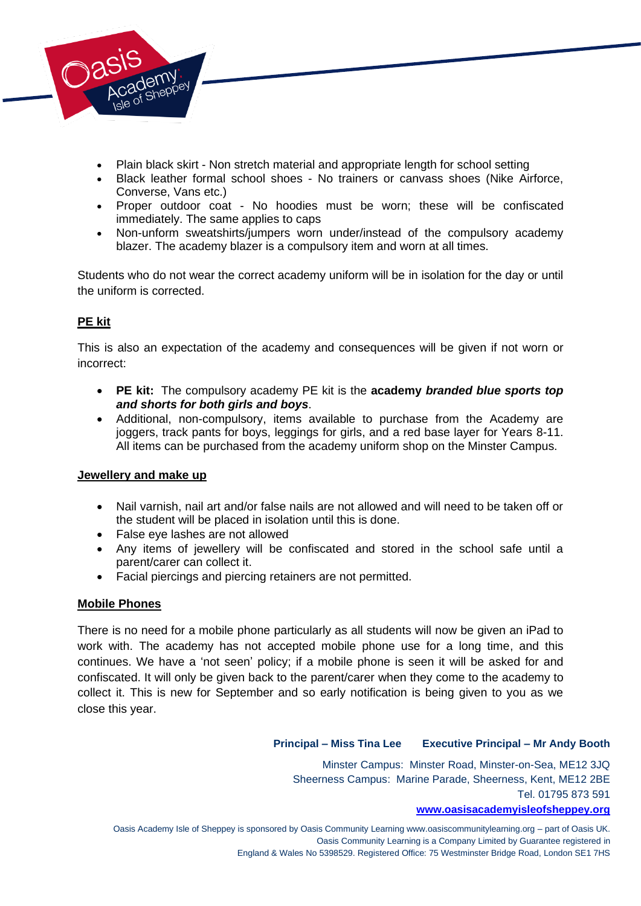- Plain black skirt - Non stretch material and appropriate length for school setting
- Black leather formal school shoes - No trainers or canvass shoes (Nike Airforce, Converse, Vans etc.)
- Proper outdoor coat - No hoodies must be worn; these will be confiscated immediately. The same applies to caps
- Non-unform sweatshirts/jumpers worn under/instead of the compulsory academy blazer. The academy blazer is a compulsory item and worn at all times.

Students who do not wear the correct academy uniform will be in isolation for the day or until the uniform is corrected.

## PE kit

This is also an expectation of the academy and consequences will be given if not worn or incorrect:

- **PE kit:** The compulsory academy PE kit is the **academy *branded blue sports top and shorts for both girls and boys***.
- Additional, non-compulsory, items available to purchase from the Academy are joggers, track pants for boys, leggings for girls, and a red base layer for Years 8-11. All items can be purchased from the academy uniform shop on the Minster Campus.

## Jewellery and make up

- Nail varnish, nail art and/or false nails are not allowed and will need to be taken off or the student will be placed in isolation until this is done.
- False eye lashes are not allowed
- Any items of jewellery will be confiscated and stored in the school safe until a parent/carer can collect it.
- Facial piercings and piercing retainers are not permitted.

## Mobile Phones

There is no need for a mobile phone particularly as all students will now be given an iPad to work with. The academy has not accepted mobile phone use for a long time, and this continues. We have a 'not seen' policy; if a mobile phone is seen it will be asked for and confiscated. It will only be given back to the parent/carer when they come to the academy to collect it. This is new for September and so early notification is being given to you as we close this year.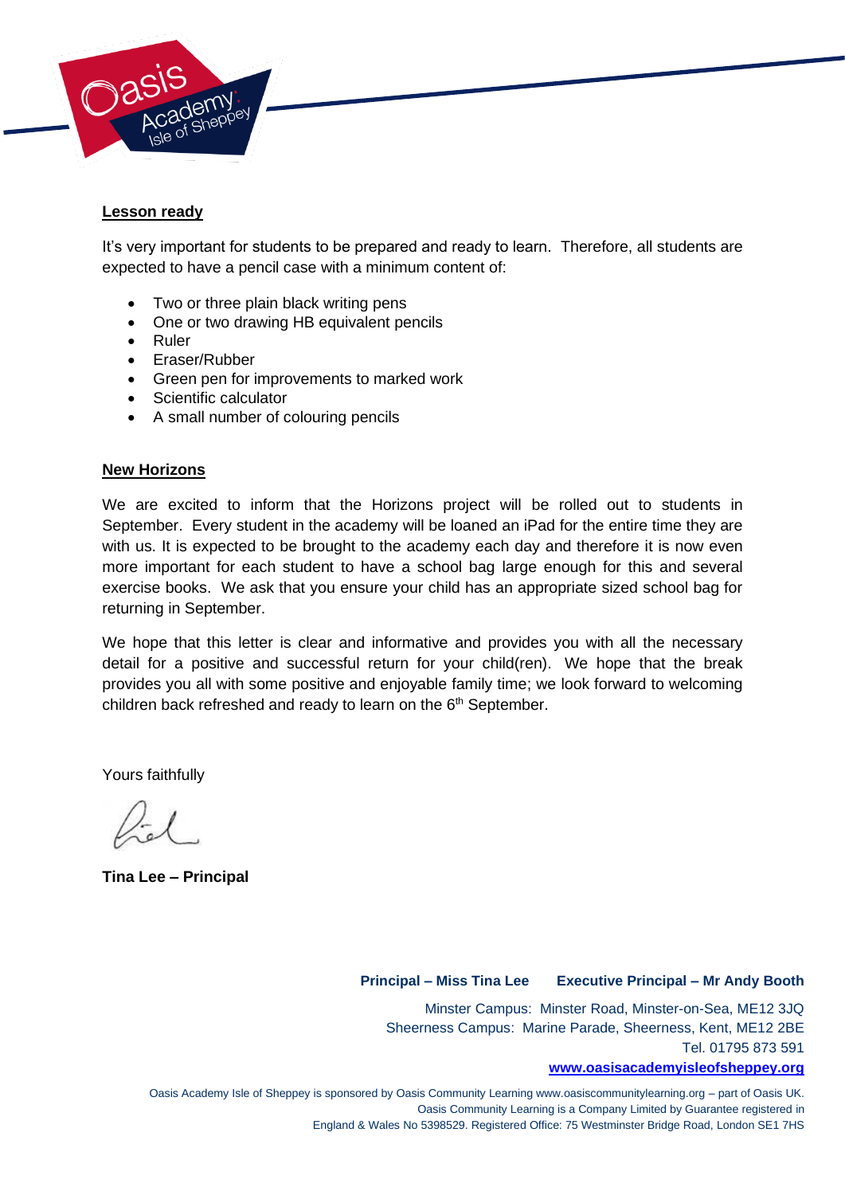**Lesson ready**

It's very important for students to be prepared and ready to learn. Therefore, all students are expected to have a pencil case with a minimum content of:

- Two or three plain black writing pens
- One or two drawing HB equivalent pencils
- Ruler
- Eraser/Rubber
- Green pen for improvements to marked work
- Scientific calculator
- A small number of colouring pencils

**New Horizons**

We are excited to inform that the Horizons project will be rolled out to students in September. Every student in the academy will be loaned an iPad for the entire time they are with us. It is expected to be brought to the academy each day and therefore it is now even more important for each student to have a school bag large enough for this and several exercise books. We ask that you ensure your child has an appropriate sized school bag for returning in September.

We hope that this letter is clear and informative and provides you with all the necessary detail for a positive and successful return for your child(ren). We hope that the break provides you all with some positive and enjoyable family time; we look forward to welcoming children back refreshed and ready to learn on the 6th September.

Yours faithfully

**Tina Lee – Principal**

**Principal – Miss Tina Lee** **Executive Principal – Mr Andy Booth**

Minster Campus: Minster Road, Minster-on-Sea, ME12 3JQ
Sheerness Campus: Marine Parade, Sheerness, Kent, ME12 2BE
Tel. 01795 873 591
**www.oasisacademyisleofsheppey.org**

Oasis Academy Isle of Sheppey is sponsored by Oasis Community Learning www.oasiscommunitylearning.org – part of Oasis UK. Oasis Community Learning is a Company Limited by Guarantee registered in England & Wales No 5398529. Registered Office: 75 Westminster Bridge Road, London SE1 7HS